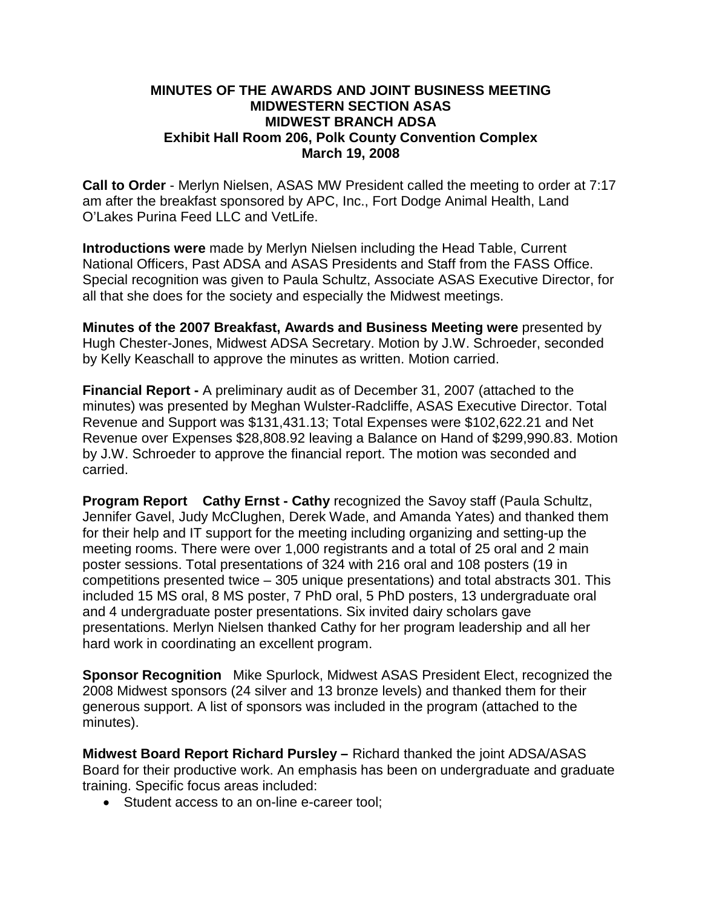**MINUTES OF THE AWARDS AND JOINT BUSINESS MEETING**
**MIDWESTERN SECTION ASAS**
**MIDWEST BRANCH ADSA**
**Exhibit Hall Room 206, Polk County Convention Complex**
**March 19, 2008**

**Call to Order** - Merlyn Nielsen, ASAS MW President called the meeting to order at 7:17 am after the breakfast sponsored by APC, Inc., Fort Dodge Animal Health, Land O'Lakes Purina Feed LLC and VetLife.

**Introductions were** made by Merlyn Nielsen including the Head Table, Current National Officers, Past ADSA and ASAS Presidents and Staff from the FASS Office. Special recognition was given to Paula Schultz, Associate ASAS Executive Director, for all that she does for the society and especially the Midwest meetings.

**Minutes of the 2007 Breakfast, Awards and Business Meeting were** presented by Hugh Chester-Jones, Midwest ADSA Secretary. Motion by J.W. Schroeder, seconded by Kelly Keaschall to approve the minutes as written. Motion carried.

**Financial Report -** A preliminary audit as of December 31, 2007 (attached to the minutes) was presented by Meghan Wulster-Radcliffe, ASAS Executive Director. Total Revenue and Support was $131,431.13; Total Expenses were $102,622.21 and Net Revenue over Expenses $28,808.92 leaving a Balance on Hand of $299,990.83. Motion by J.W. Schroeder to approve the financial report. The motion was seconded and carried.

**Program Report Cathy Ernst - Cathy** recognized the Savoy staff (Paula Schultz, Jennifer Gavel, Judy McClughen, Derek Wade, and Amanda Yates) and thanked them for their help and IT support for the meeting including organizing and setting-up the meeting rooms. There were over 1,000 registrants and a total of 25 oral and 2 main poster sessions. Total presentations of 324 with 216 oral and 108 posters (19 in competitions presented twice – 305 unique presentations) and total abstracts 301. This included 15 MS oral, 8 MS poster, 7 PhD oral, 5 PhD posters, 13 undergraduate oral and 4 undergraduate poster presentations. Six invited dairy scholars gave presentations. Merlyn Nielsen thanked Cathy for her program leadership and all her hard work in coordinating an excellent program.

**Sponsor Recognition** Mike Spurlock, Midwest ASAS President Elect, recognized the 2008 Midwest sponsors (24 silver and 13 bronze levels) and thanked them for their generous support. A list of sponsors was included in the program (attached to the minutes).

**Midwest Board Report Richard Pursley –** Richard thanked the joint ADSA/ASAS Board for their productive work. An emphasis has been on undergraduate and graduate training. Specific focus areas included:

- Student access to an on-line e-career tool;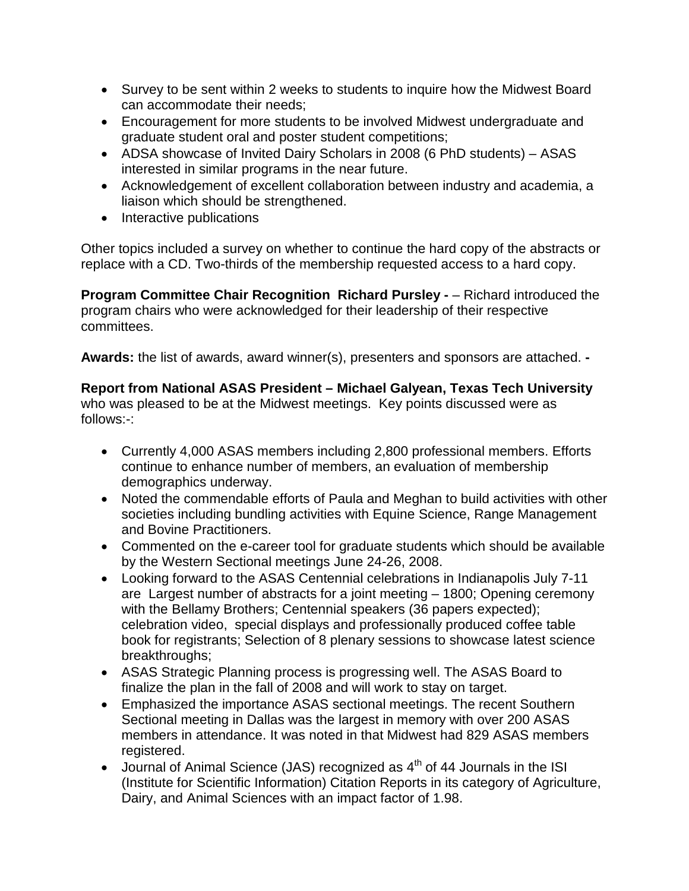- Survey to be sent within 2 weeks to students to inquire how the Midwest Board can accommodate their needs;
- Encouragement for more students to be involved Midwest undergraduate and graduate student oral and poster student competitions;
- ADSA showcase of Invited Dairy Scholars in 2008 (6 PhD students) – ASAS interested in similar programs in the near future.
- Acknowledgement of excellent collaboration between industry and academia, a liaison which should be strengthened.
- Interactive publications

Other topics included a survey on whether to continue the hard copy of the abstracts or replace with a CD. Two-thirds of the membership requested access to a hard copy.

**Program Committee Chair Recognition Richard Pursley -** – Richard introduced the program chairs who were acknowledged for their leadership of their respective committees.

**Awards:** the list of awards, award winner(s), presenters and sponsors are attached. **-**

**Report from National ASAS President – Michael Galyean, Texas Tech University** who was pleased to be at the Midwest meetings. Key points discussed were as follows:-:

- Currently 4,000 ASAS members including 2,800 professional members. Efforts continue to enhance number of members, an evaluation of membership demographics underway.
- Noted the commendable efforts of Paula and Meghan to build activities with other societies including bundling activities with Equine Science, Range Management and Bovine Practitioners.
- Commented on the e-career tool for graduate students which should be available by the Western Sectional meetings June 24-26, 2008.
- Looking forward to the ASAS Centennial celebrations in Indianapolis July 7-11 are Largest number of abstracts for a joint meeting – 1800; Opening ceremony with the Bellamy Brothers; Centennial speakers (36 papers expected); celebration video, special displays and professionally produced coffee table book for registrants; Selection of 8 plenary sessions to showcase latest science breakthroughs;
- ASAS Strategic Planning process is progressing well. The ASAS Board to finalize the plan in the fall of 2008 and will work to stay on target.
- Emphasized the importance ASAS sectional meetings. The recent Southern Sectional meeting in Dallas was the largest in memory with over 200 ASAS members in attendance. It was noted in that Midwest had 829 ASAS members registered.
- Journal of Animal Science (JAS) recognized as 4th of 44 Journals in the ISI (Institute for Scientific Information) Citation Reports in its category of Agriculture, Dairy, and Animal Sciences with an impact factor of 1.98.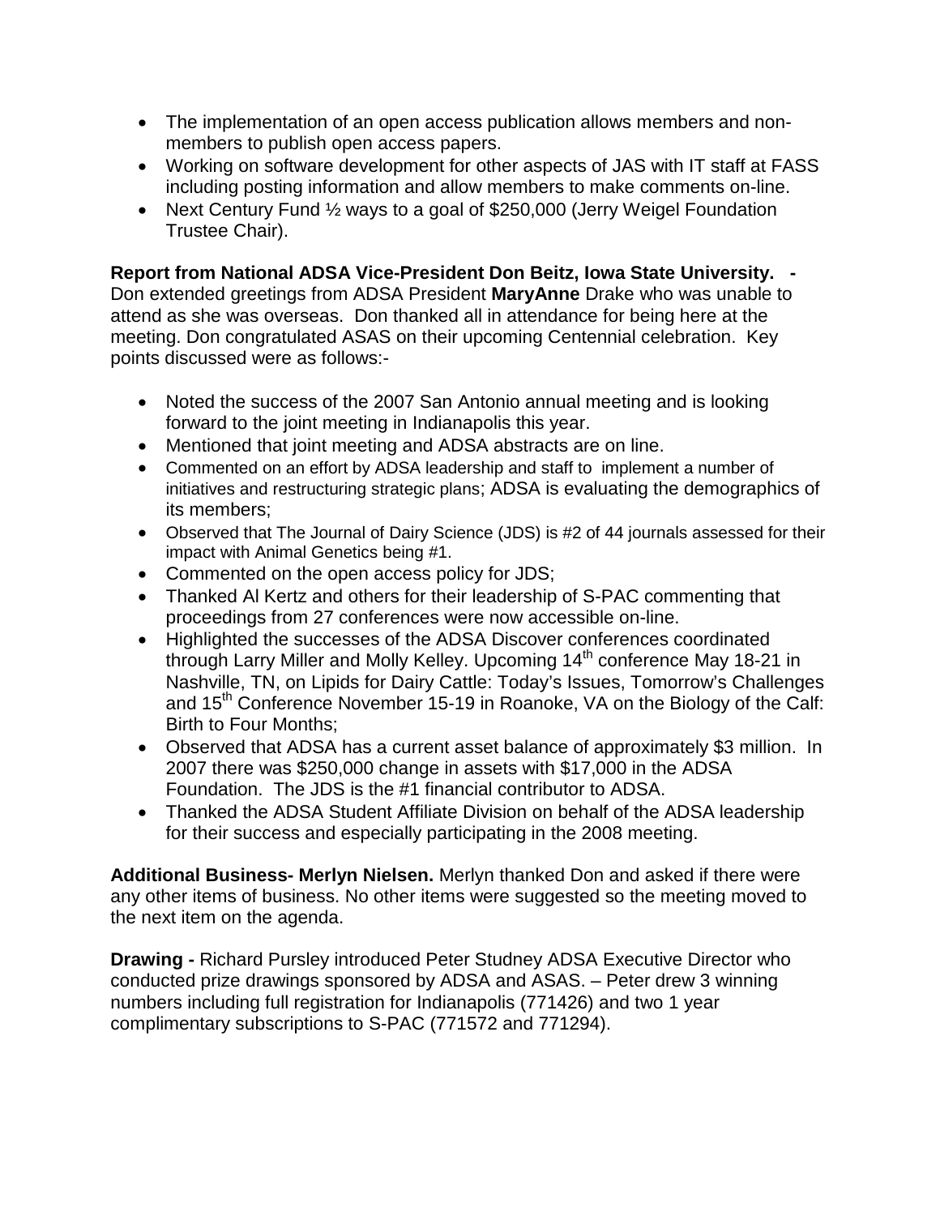- The implementation of an open access publication allows members and non-members to publish open access papers.
- Working on software development for other aspects of JAS with IT staff at FASS including posting information and allow members to make comments on-line.
- Next Century Fund ½ ways to a goal of $250,000 (Jerry Weigel Foundation Trustee Chair).

**Report from National ADSA Vice-President Don Beitz, Iowa State University. -** Don extended greetings from ADSA President **MaryAnne** Drake who was unable to attend as she was overseas. Don thanked all in attendance for being here at the meeting. Don congratulated ASAS on their upcoming Centennial celebration. Key points discussed were as follows:-

- Noted the success of the 2007 San Antonio annual meeting and is looking forward to the joint meeting in Indianapolis this year.
- Mentioned that joint meeting and ADSA abstracts are on line.
- Commented on an effort by ADSA leadership and staff to implement a number of initiatives and restructuring strategic plans; ADSA is evaluating the demographics of its members;
- Observed that The Journal of Dairy Science (JDS) is #2 of 44 journals assessed for their impact with Animal Genetics being #1.
- Commented on the open access policy for JDS;
- Thanked Al Kertz and others for their leadership of S-PAC commenting that proceedings from 27 conferences were now accessible on-line.
- Highlighted the successes of the ADSA Discover conferences coordinated through Larry Miller and Molly Kelley. Upcoming 14th conference May 18-21 in Nashville, TN, on Lipids for Dairy Cattle: Today's Issues, Tomorrow's Challenges and 15th Conference November 15-19 in Roanoke, VA on the Biology of the Calf: Birth to Four Months;
- Observed that ADSA has a current asset balance of approximately $3 million. In 2007 there was $250,000 change in assets with $17,000 in the ADSA Foundation. The JDS is the #1 financial contributor to ADSA.
- Thanked the ADSA Student Affiliate Division on behalf of the ADSA leadership for their success and especially participating in the 2008 meeting.

**Additional Business- Merlyn Nielsen.** Merlyn thanked Don and asked if there were any other items of business. No other items were suggested so the meeting moved to the next item on the agenda.

**Drawing -** Richard Pursley introduced Peter Studney ADSA Executive Director who conducted prize drawings sponsored by ADSA and ASAS. – Peter drew 3 winning numbers including full registration for Indianapolis (771426) and two 1 year complimentary subscriptions to S-PAC (771572 and 771294).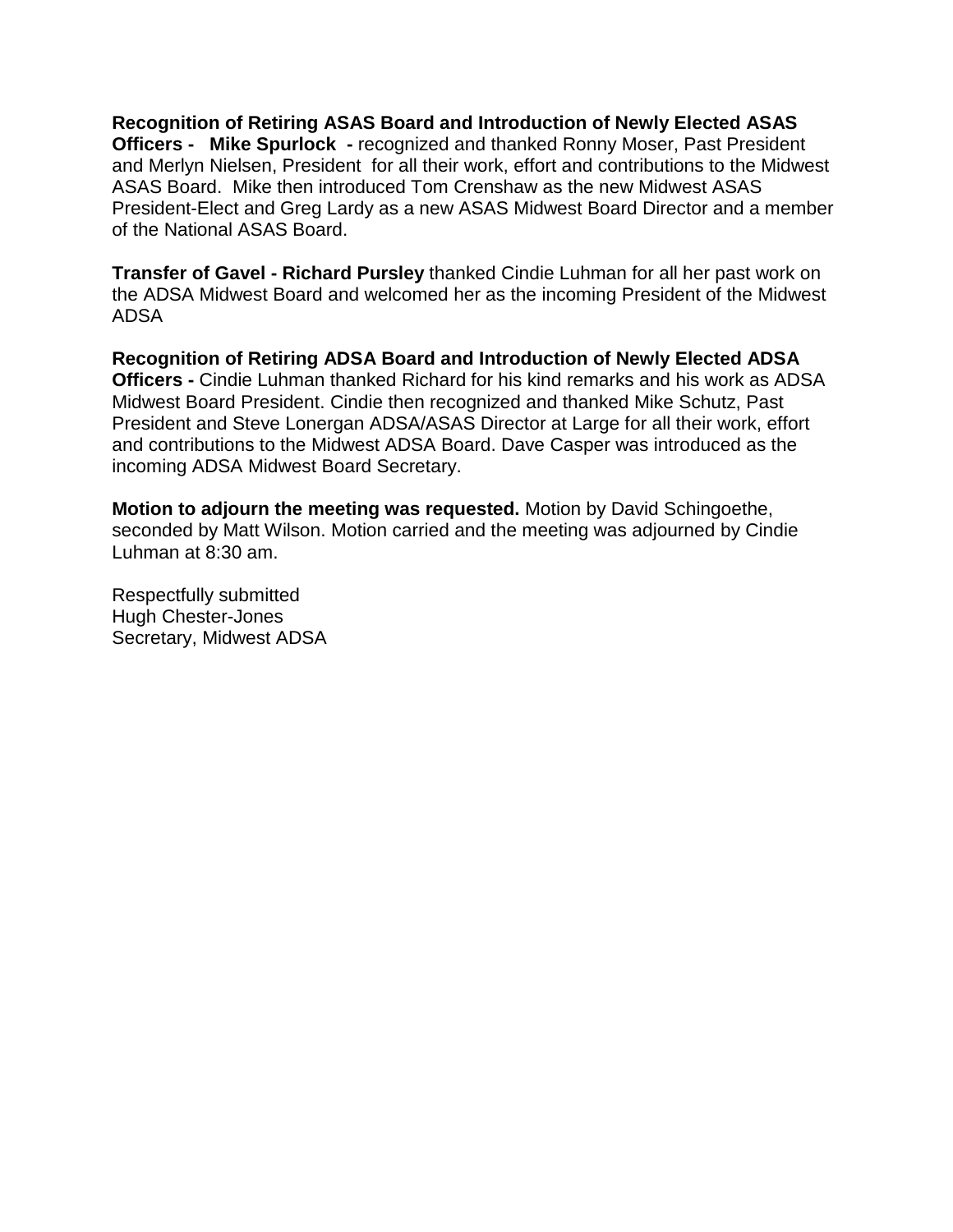**Recognition of Retiring ASAS Board and Introduction of Newly Elected ASAS Officers - Mike Spurlock -** recognized and thanked Ronny Moser, Past President and Merlyn Nielsen, President for all their work, effort and contributions to the Midwest ASAS Board. Mike then introduced Tom Crenshaw as the new Midwest ASAS President-Elect and Greg Lardy as a new ASAS Midwest Board Director and a member of the National ASAS Board.

**Transfer of Gavel - Richard Pursley** thanked Cindie Luhman for all her past work on the ADSA Midwest Board and welcomed her as the incoming President of the Midwest ADSA

**Recognition of Retiring ADSA Board and Introduction of Newly Elected ADSA Officers -** Cindie Luhman thanked Richard for his kind remarks and his work as ADSA Midwest Board President. Cindie then recognized and thanked Mike Schutz, Past President and Steve Lonergan ADSA/ASAS Director at Large for all their work, effort and contributions to the Midwest ADSA Board. Dave Casper was introduced as the incoming ADSA Midwest Board Secretary.

**Motion to adjourn the meeting was requested.** Motion by David Schingoethe, seconded by Matt Wilson. Motion carried and the meeting was adjourned by Cindie Luhman at 8:30 am.

Respectfully submitted
Hugh Chester-Jones
Secretary, Midwest ADSA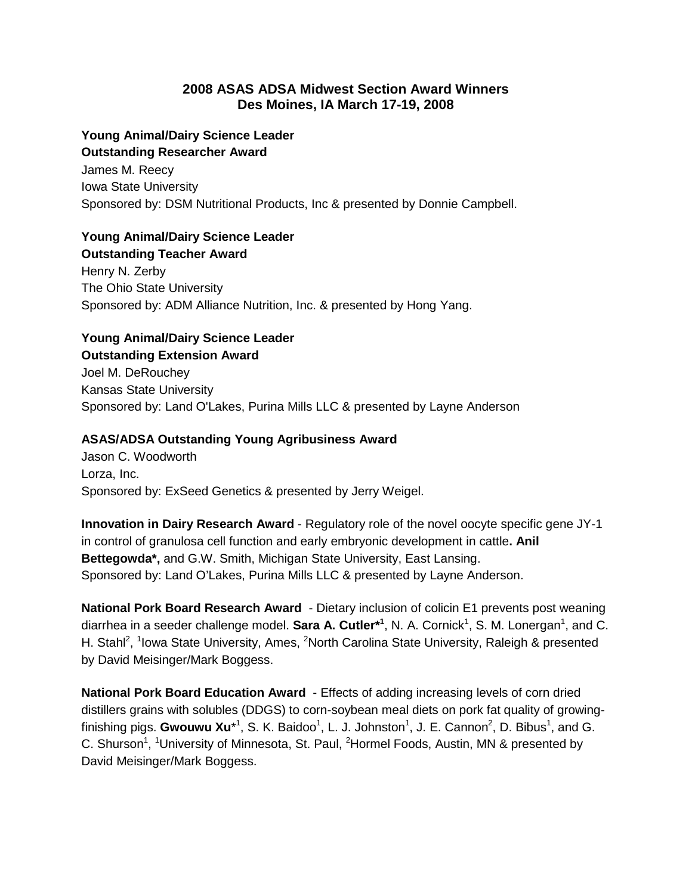# 2008 ASAS ADSA Midwest Section Award Winners
## Des Moines, IA March 17-19, 2008

**Young Animal/Dairy Science Leader**
**Outstanding Researcher Award**
James M. Reecy
Iowa State University
Sponsored by: DSM Nutritional Products, Inc & presented by Donnie Campbell.

**Young Animal/Dairy Science Leader**
**Outstanding Teacher Award**
Henry N. Zerby
The Ohio State University
Sponsored by: ADM Alliance Nutrition, Inc. & presented by Hong Yang.

**Young Animal/Dairy Science Leader**
**Outstanding Extension Award**
Joel M. DeRouchey
Kansas State University
Sponsored by: Land O'Lakes, Purina Mills LLC & presented by Layne Anderson

**ASAS/ADSA Outstanding Young Agribusiness Award**
Jason C. Woodworth
Lorza, Inc.
Sponsored by: ExSeed Genetics & presented by Jerry Weigel.

**Innovation in Dairy Research Award** - Regulatory role of the novel oocyte specific gene JY-1 in control of granulosa cell function and early embryonic development in cattle**. Anil Bettegowda*,** and G.W. Smith, Michigan State University, East Lansing.
Sponsored by: Land O'Lakes, Purina Mills LLC & presented by Layne Anderson.

**National Pork Board Research Award** - Dietary inclusion of colicin E1 prevents post weaning diarrhea in a seeder challenge model. **Sara A. Cutler*[1]**, N. A. Cornick[1], S. M. Lonergan[1], and C. H. Stahl[2], [1]Iowa State University, Ames, [2]North Carolina State University, Raleigh & presented by David Meisinger/Mark Boggess.

**National Pork Board Education Award** - Effects of adding increasing levels of corn dried distillers grains with solubles (DDGS) to corn-soybean meal diets on pork fat quality of growing-finishing pigs. **Gwouwu Xu***[1], S. K. Baidoo[1], L. J. Johnston[1], J. E. Cannon[2], D. Bibus[1], and G. C. Shurson[1], [1]University of Minnesota, St. Paul, [2]Hormel Foods, Austin, MN & presented by David Meisinger/Mark Boggess.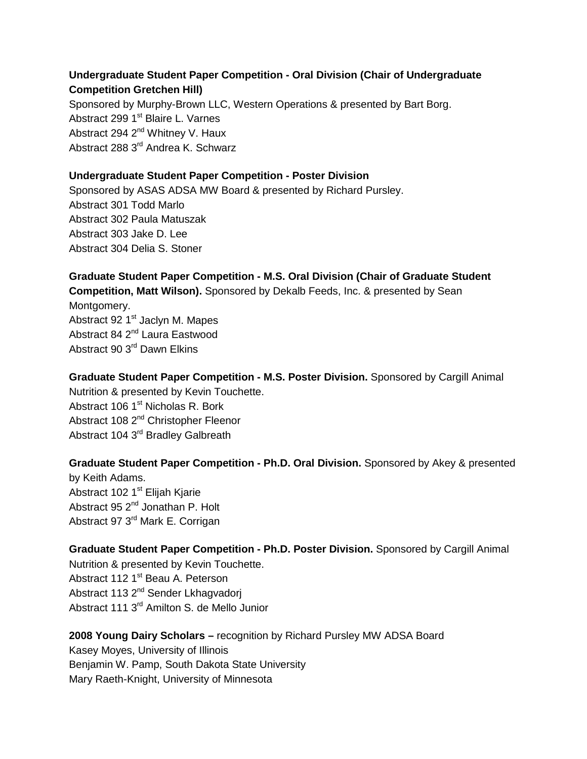**Undergraduate Student Paper Competition - Oral Division (Chair of Undergraduate Competition Gretchen Hill)**

Sponsored by Murphy-Brown LLC, Western Operations & presented by Bart Borg.
Abstract 299 1st Blaire L. Varnes
Abstract 294 2nd Whitney V. Haux
Abstract 288 3rd Andrea K. Schwarz

**Undergraduate Student Paper Competition - Poster Division**

Sponsored by ASAS ADSA MW Board & presented by Richard Pursley.
Abstract 301 Todd Marlo
Abstract 302 Paula Matuszak
Abstract 303 Jake D. Lee
Abstract 304 Delia S. Stoner

**Graduate Student Paper Competition - M.S. Oral Division (Chair of Graduate Student Competition, Matt Wilson).** Sponsored by Dekalb Feeds, Inc. & presented by Sean Montgomery.
Abstract 92 1st Jaclyn M. Mapes
Abstract 84 2nd Laura Eastwood
Abstract 90 3rd Dawn Elkins

**Graduate Student Paper Competition - M.S. Poster Division.** Sponsored by Cargill Animal Nutrition & presented by Kevin Touchette.
Abstract 106 1st Nicholas R. Bork
Abstract 108 2nd Christopher Fleenor
Abstract 104 3rd Bradley Galbreath

**Graduate Student Paper Competition - Ph.D. Oral Division.** Sponsored by Akey & presented by Keith Adams.
Abstract 102 1st Elijah Kjarie
Abstract 95 2nd Jonathan P. Holt
Abstract 97 3rd Mark E. Corrigan

**Graduate Student Paper Competition - Ph.D. Poster Division.** Sponsored by Cargill Animal Nutrition & presented by Kevin Touchette.
Abstract 112 1st Beau A. Peterson
Abstract 113 2nd Sender Lkhagvadorj
Abstract 111 3rd Amilton S. de Mello Junior

**2008 Young Dairy Scholars –** recognition by Richard Pursley MW ADSA Board
Kasey Moyes, University of Illinois
Benjamin W. Pamp, South Dakota State University
Mary Raeth-Knight, University of Minnesota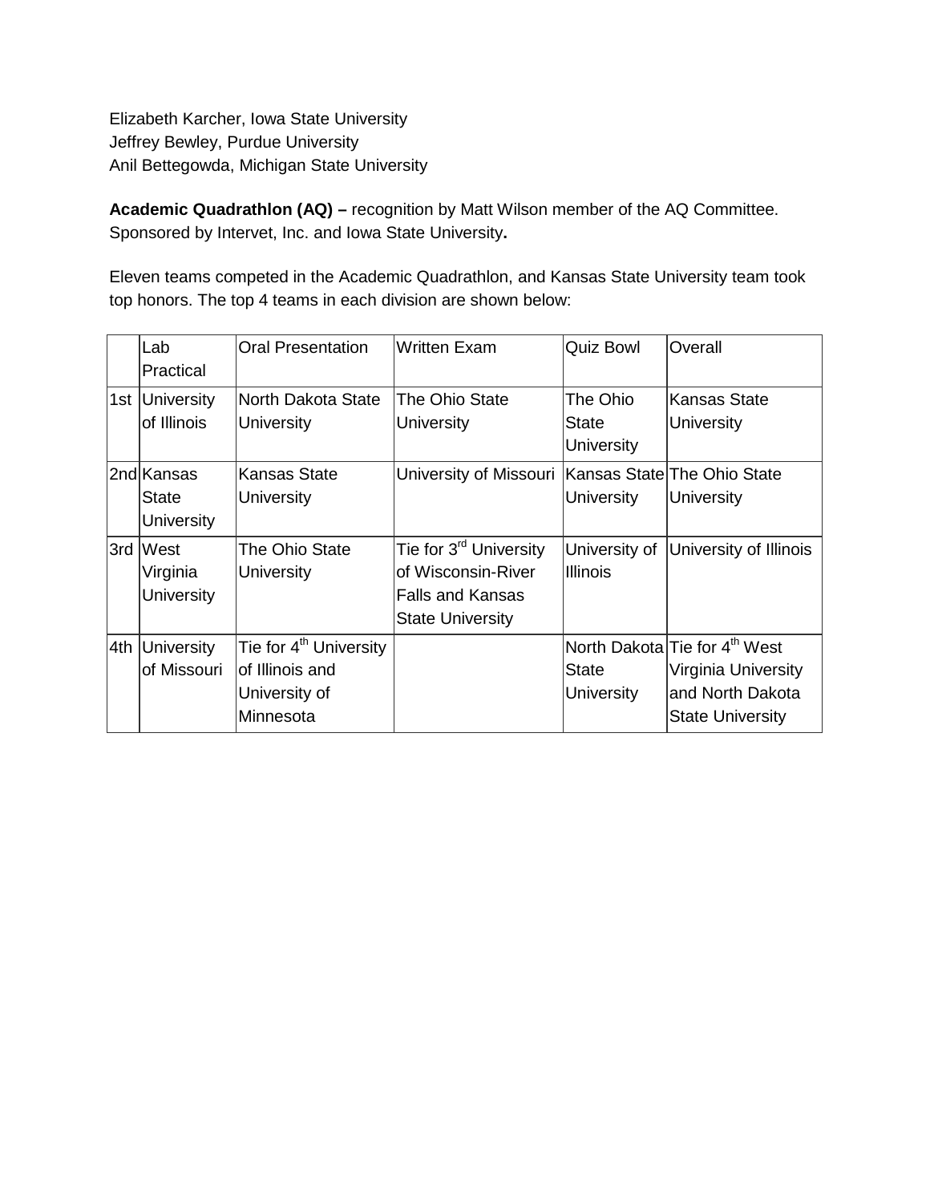Elizabeth Karcher, Iowa State University
Jeffrey Bewley, Purdue University
Anil Bettegowda, Michigan State University

**Academic Quadrathlon (AQ) –** recognition by Matt Wilson member of the AQ Committee. Sponsored by Intervet, Inc. and Iowa State University**.**

Eleven teams competed in the Academic Quadrathlon, and Kansas State University team took top honors. The top 4 teams in each division are shown below:

| | Lab Practical | Oral Presentation | Written Exam | Quiz Bowl | Overall |
|---|---|---|---|---|---|
| 1st | University of Illinois | North Dakota State University | The Ohio State University | The Ohio State University | Kansas State University |
| 2nd | Kansas State University | Kansas State University | University of Missouri | Kansas State University | The Ohio State University |
| 3rd | West Virginia University | The Ohio State University | Tie for 3rd University of Wisconsin-River Falls and Kansas State University | University of Illinois | University of Illinois |
| 4th | University of Missouri | Tie for 4th University of Illinois and University of Minnesota | | North Dakota State University | Tie for 4th West Virginia University and North Dakota State University |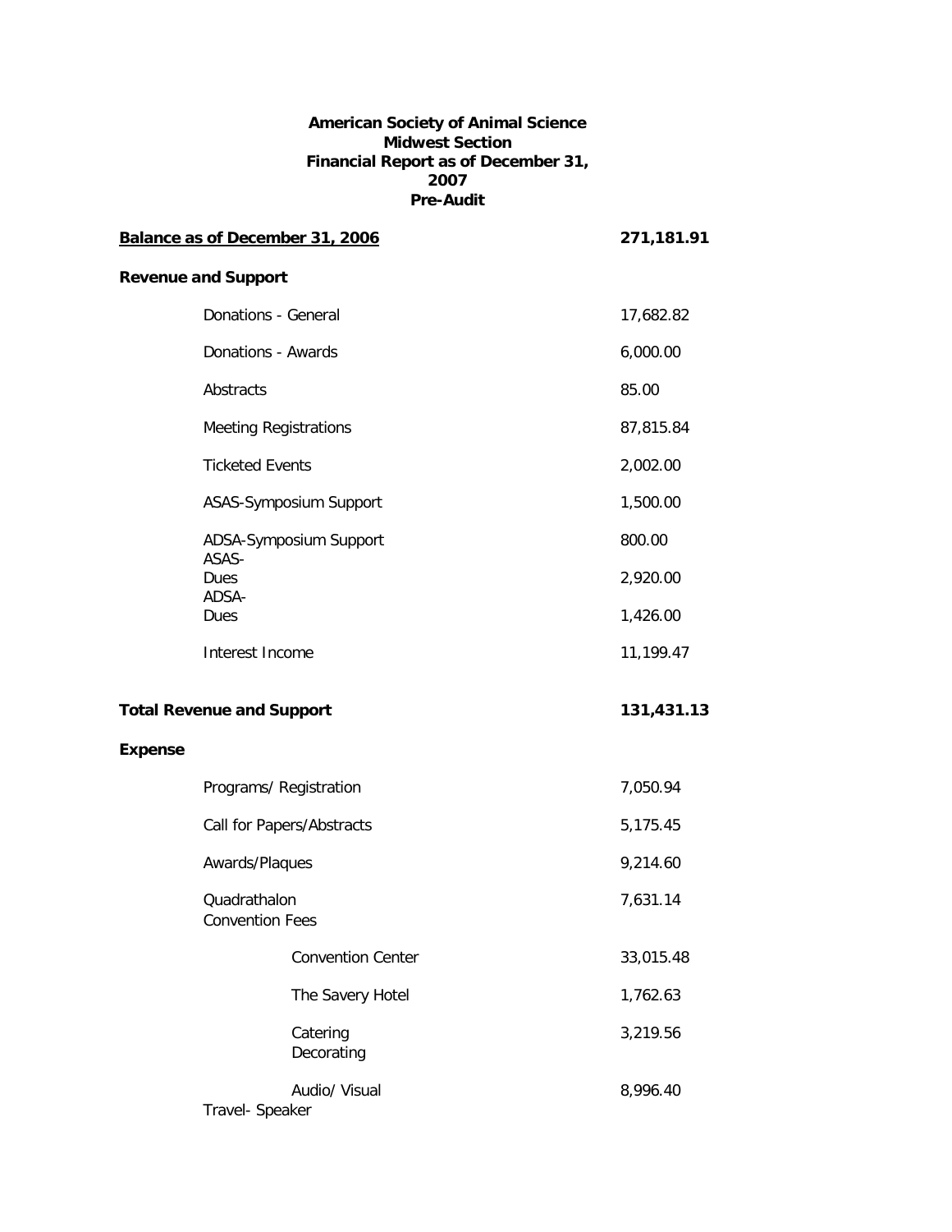**American Society of Animal Science**
**Midwest Section**
**Financial Report as of December 31, 2007**
**Pre-Audit**

| | |
|---|---|
| **Balance as of December 31, 2006** | **271,181.91** |
| **Revenue and Support** | |
| Donations - General | 17,682.82 |
| Donations - Awards | 6,000.00 |
| Abstracts | 85.00 |
| Meeting Registrations | 87,815.84 |
| Ticketed Events | 2,002.00 |
| ASAS-Symposium Support | 1,500.00 |
| ADSA-Symposium Support | 800.00 |
| ASAS-Dues | 2,920.00 |
| ADSA-Dues | 1,426.00 |
| Interest Income | 11,199.47 |
| **Total Revenue and Support** | **131,431.13** |
| **Expense** | |
| Programs/ Registration | 7,050.94 |
| Call for Papers/Abstracts | 5,175.45 |
| Awards/Plaques | 9,214.60 |
| Quadrathalon | 7,631.14 |
| Convention Fees | |
| Convention Center | 33,015.48 |
| The Savery Hotel | 1,762.63 |
| Catering | 3,219.56 |
| Decorating | |
| Audio/ Visual | 8,996.40 |
| Travel- Speaker | |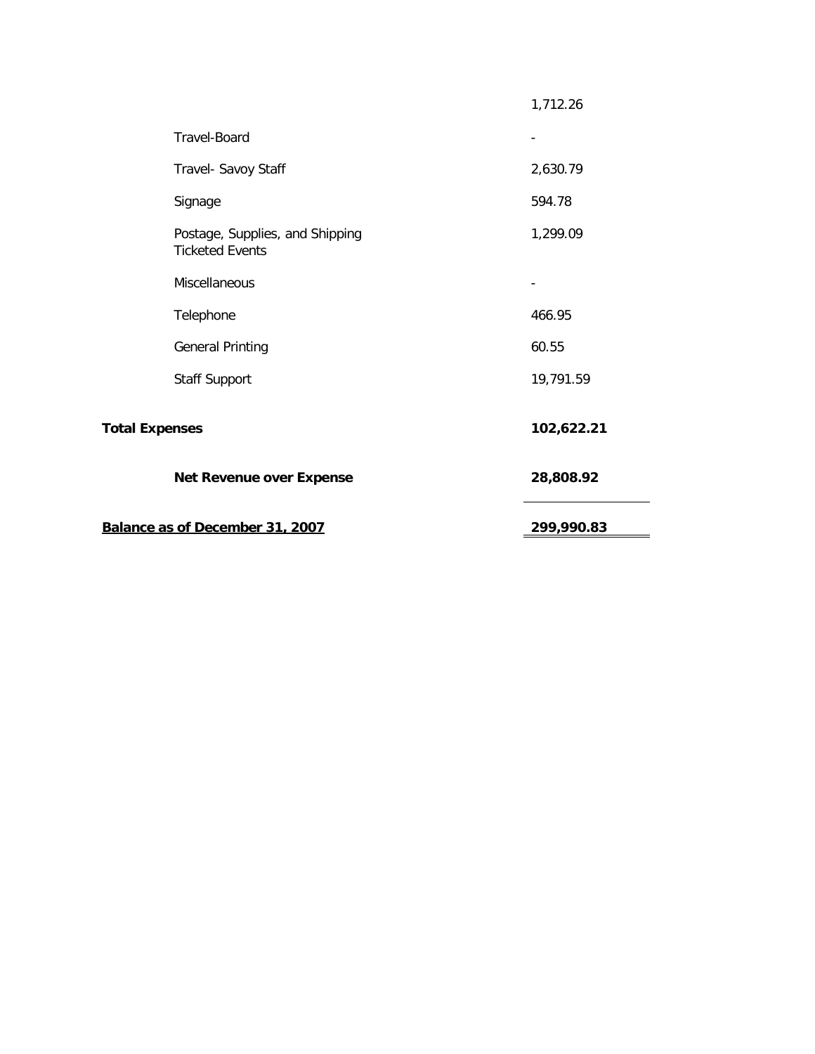| | |
|---|---|
| | 1,712.26 |
| Travel-Board | - |
| Travel- Savoy Staff | 2,630.79 |
| Signage | 594.78 |
| Postage, Supplies, and Shipping<br>Ticketed Events | 1,299.09 |
| Miscellaneous | - |
| Telephone | 466.95 |
| General Printing | 60.55 |
| Staff Support | 19,791.59 |
| **Total Expenses** | **102,622.21** |
| **Net Revenue over Expense** | **28,808.92** |
| **Balance as of December 31, 2007** | **299,990.83** |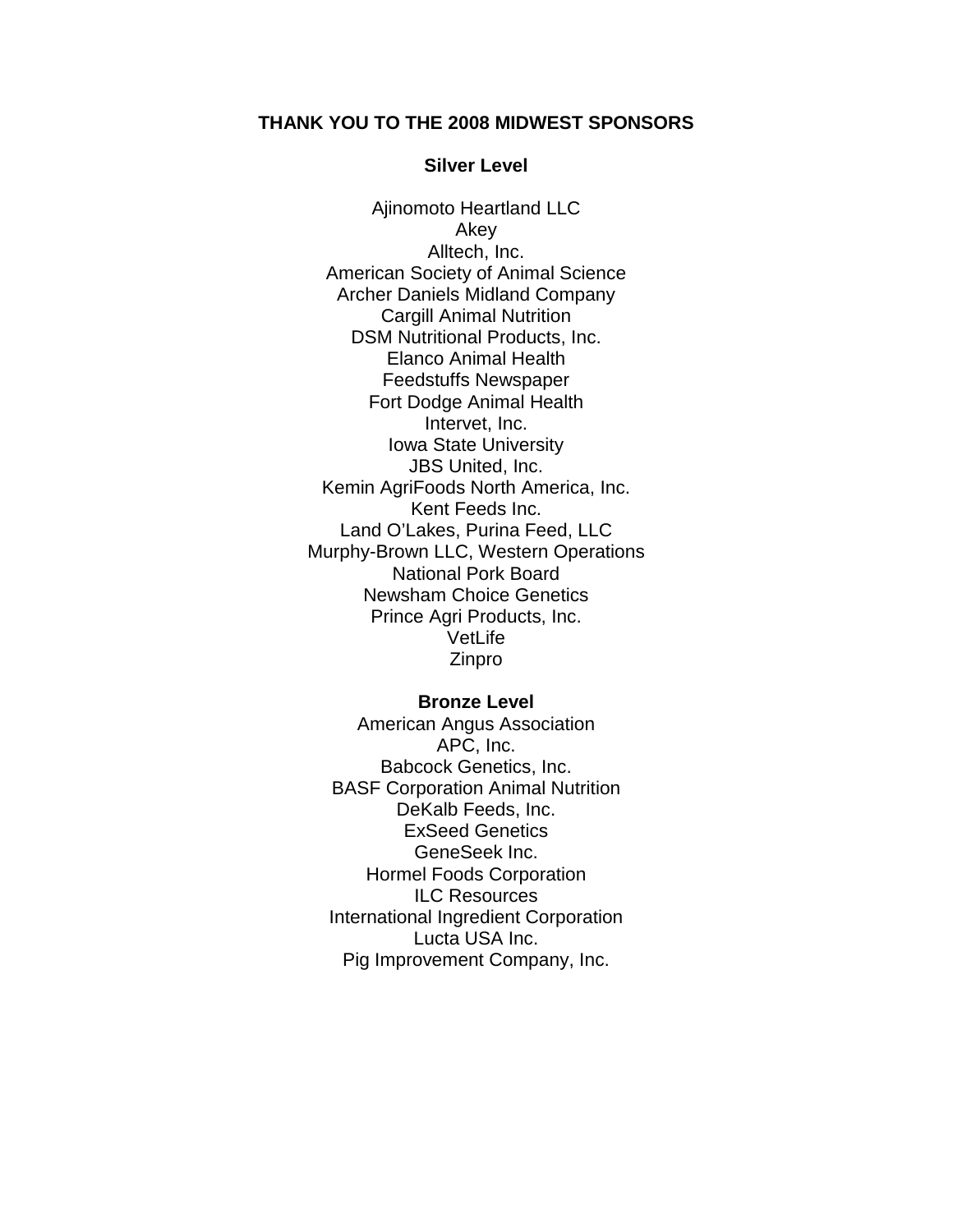## THANK YOU TO THE 2008 MIDWEST SPONSORS

### Silver Level

Ajinomoto Heartland LLC
Akey
Alltech, Inc.
American Society of Animal Science
Archer Daniels Midland Company
Cargill Animal Nutrition
DSM Nutritional Products, Inc.
Elanco Animal Health
Feedstuffs Newspaper
Fort Dodge Animal Health
Intervet, Inc.
Iowa State University
JBS United, Inc.
Kemin AgriFoods North America, Inc.
Kent Feeds Inc.
Land O'Lakes, Purina Feed, LLC
Murphy-Brown LLC, Western Operations
National Pork Board
Newsham Choice Genetics
Prince Agri Products, Inc.
VetLife
Zinpro

### Bronze Level

American Angus Association
APC, Inc.
Babcock Genetics, Inc.
BASF Corporation Animal Nutrition
DeKalb Feeds, Inc.
ExSeed Genetics
GeneSeek Inc.
Hormel Foods Corporation
ILC Resources
International Ingredient Corporation
Lucta USA Inc.
Pig Improvement Company, Inc.